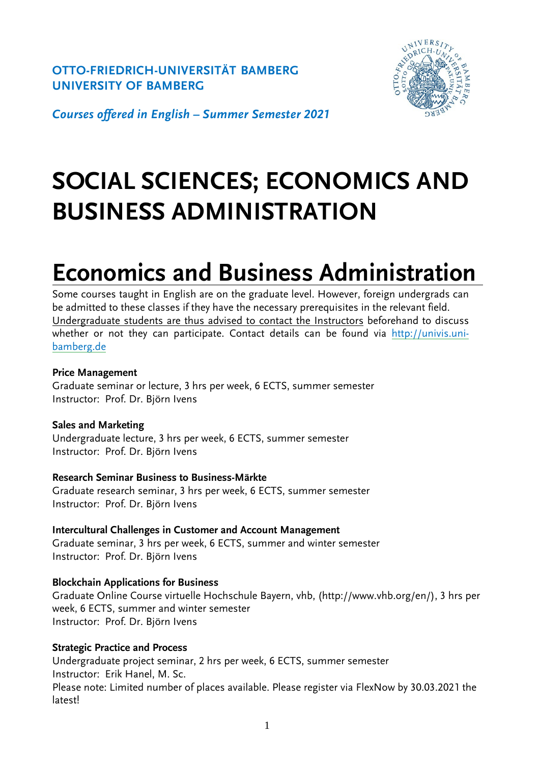**OTTO-FRIEDRICH-UNIVERSITÄT BAMBERG**
**UNIVERSITY OF BAMBERG**

***Courses offered in English – Summer Semester 2021***

# SOCIAL SCIENCES; ECONOMICS AND BUSINESS ADMINISTRATION

# Economics and Business Administration

Some courses taught in English are on the graduate level. However, foreign undergrads can be admitted to these classes if they have the necessary prerequisites in the relevant field. Undergraduate students are thus advised to contact the Instructors beforehand to discuss whether or not they can participate. Contact details can be found via [http://univis.uni-bamberg.de](http://univis.uni-bamberg.de)

**Price Management**
Graduate seminar or lecture, 3 hrs per week, 6 ECTS, summer semester
Instructor: Prof. Dr. Björn Ivens

**Sales and Marketing**
Undergraduate lecture, 3 hrs per week, 6 ECTS, summer semester
Instructor: Prof. Dr. Björn Ivens

**Research Seminar Business to Business-Märkte**
Graduate research seminar, 3 hrs per week, 6 ECTS, summer semester
Instructor: Prof. Dr. Björn Ivens

**Intercultural Challenges in Customer and Account Management**
Graduate seminar, 3 hrs per week, 6 ECTS, summer and winter semester
Instructor: Prof. Dr. Björn Ivens

**Blockchain Applications for Business**
Graduate Online Course virtuelle Hochschule Bayern, vhb, (http://www.vhb.org/en/), 3 hrs per week, 6 ECTS, summer and winter semester
Instructor: Prof. Dr. Björn Ivens

**Strategic Practice and Process**
Undergraduate project seminar, 2 hrs per week, 6 ECTS, summer semester
Instructor: Erik Hanel, M. Sc.
Please note: Limited number of places available. Please register via FlexNow by 30.03.2021 the latest!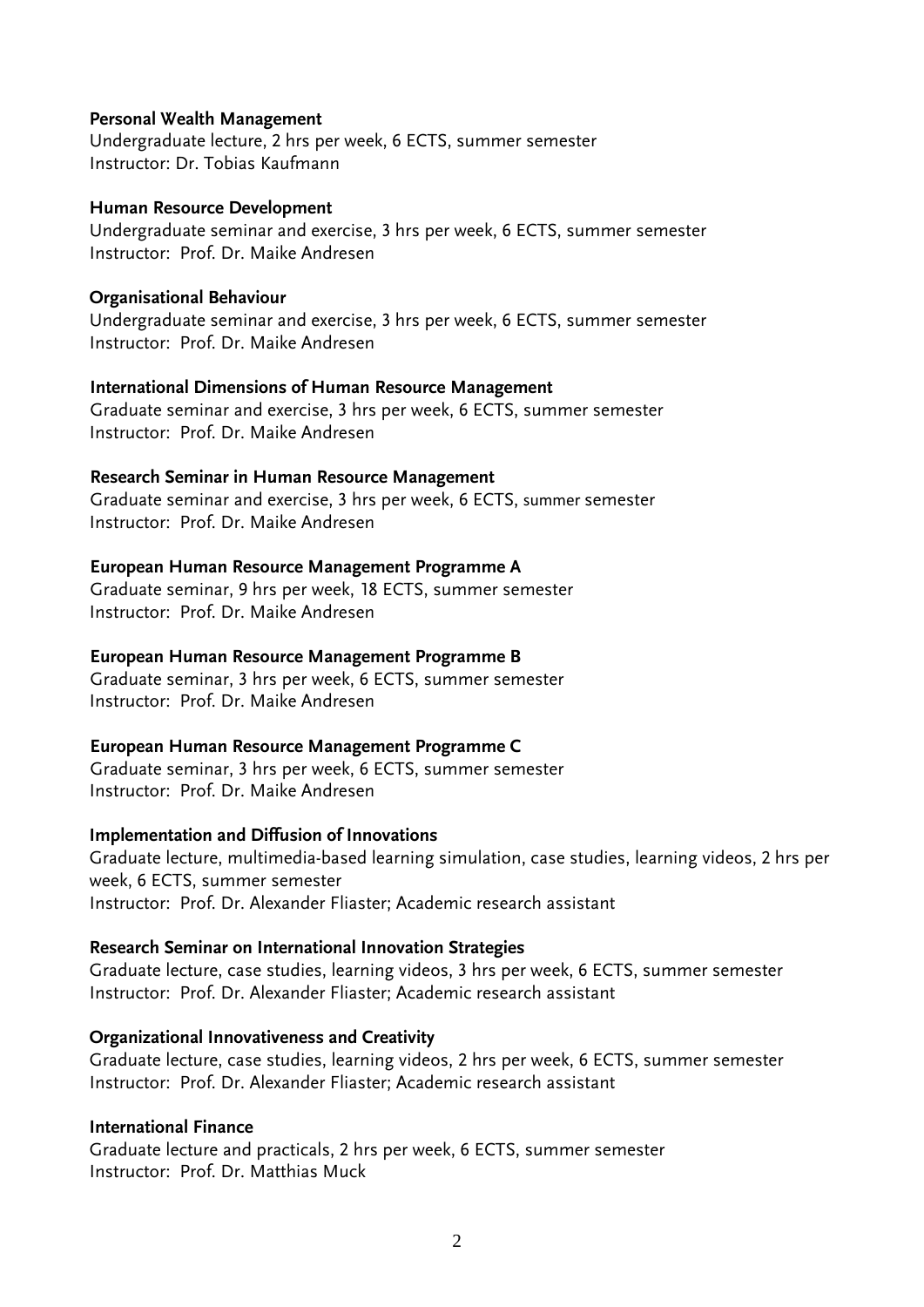**Personal Wealth Management**
Undergraduate lecture, 2 hrs per week, 6 ECTS, summer semester
Instructor: Dr. Tobias Kaufmann

**Human Resource Development**
Undergraduate seminar and exercise, 3 hrs per week, 6 ECTS, summer semester
Instructor: Prof. Dr. Maike Andresen

**Organisational Behaviour**
Undergraduate seminar and exercise, 3 hrs per week, 6 ECTS, summer semester
Instructor: Prof. Dr. Maike Andresen

**International Dimensions of Human Resource Management**
Graduate seminar and exercise, 3 hrs per week, 6 ECTS, summer semester
Instructor: Prof. Dr. Maike Andresen

**Research Seminar in Human Resource Management**
Graduate seminar and exercise, 3 hrs per week, 6 ECTS, summer semester
Instructor: Prof. Dr. Maike Andresen

**European Human Resource Management Programme A**
Graduate seminar, 9 hrs per week, 18 ECTS, summer semester
Instructor: Prof. Dr. Maike Andresen

**European Human Resource Management Programme B**
Graduate seminar, 3 hrs per week, 6 ECTS, summer semester
Instructor: Prof. Dr. Maike Andresen

**European Human Resource Management Programme C**
Graduate seminar, 3 hrs per week, 6 ECTS, summer semester
Instructor: Prof. Dr. Maike Andresen

**Implementation and Diffusion of Innovations**
Graduate lecture, multimedia-based learning simulation, case studies, learning videos, 2 hrs per week, 6 ECTS, summer semester
Instructor: Prof. Dr. Alexander Fliaster; Academic research assistant

**Research Seminar on International Innovation Strategies**
Graduate lecture, case studies, learning videos, 3 hrs per week, 6 ECTS, summer semester
Instructor: Prof. Dr. Alexander Fliaster; Academic research assistant

**Organizational Innovativeness and Creativity**
Graduate lecture, case studies, learning videos, 2 hrs per week, 6 ECTS, summer semester
Instructor: Prof. Dr. Alexander Fliaster; Academic research assistant

**International Finance**
Graduate lecture and practicals, 2 hrs per week, 6 ECTS, summer semester
Instructor: Prof. Dr. Matthias Muck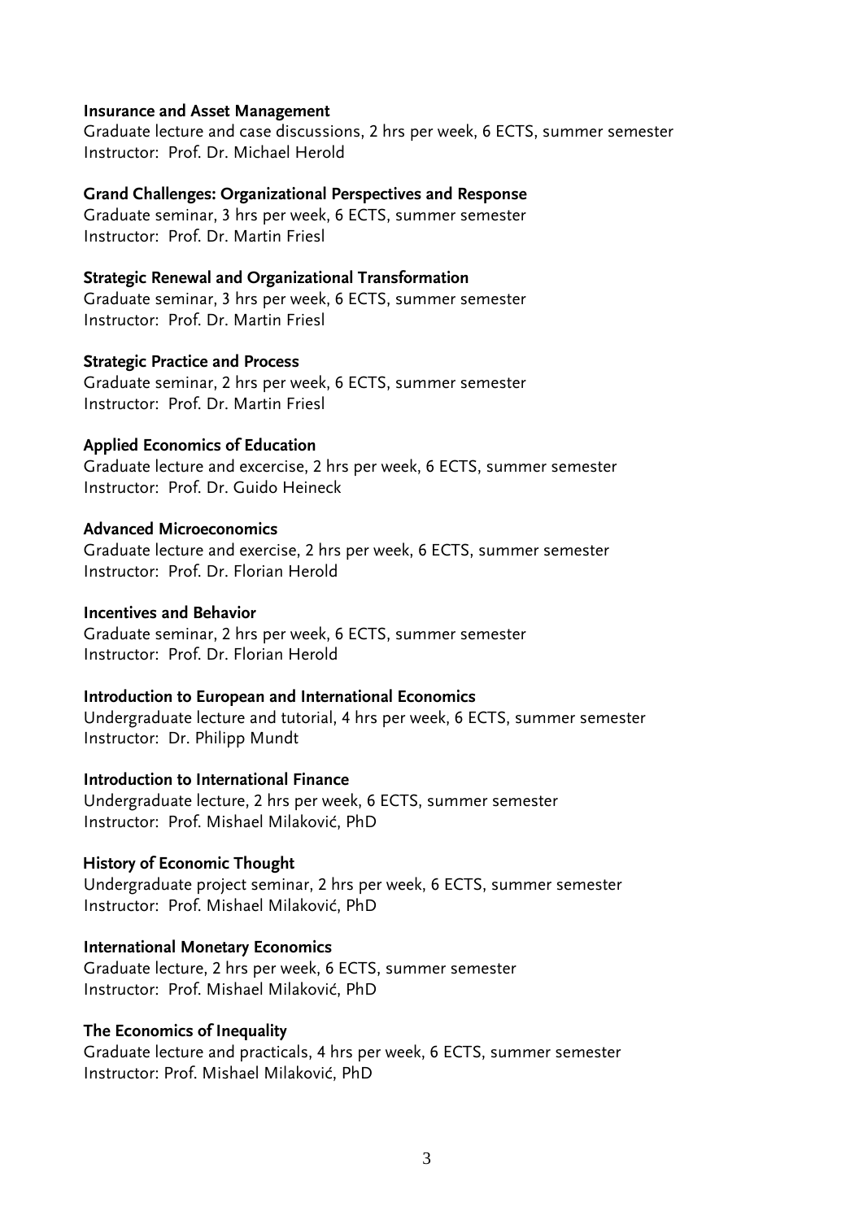**Insurance and Asset Management**
Graduate lecture and case discussions, 2 hrs per week, 6 ECTS, summer semester
Instructor: Prof. Dr. Michael Herold

**Grand Challenges: Organizational Perspectives and Response**
Graduate seminar, 3 hrs per week, 6 ECTS, summer semester
Instructor: Prof. Dr. Martin Friesl

**Strategic Renewal and Organizational Transformation**
Graduate seminar, 3 hrs per week, 6 ECTS, summer semester
Instructor: Prof. Dr. Martin Friesl

**Strategic Practice and Process**
Graduate seminar, 2 hrs per week, 6 ECTS, summer semester
Instructor: Prof. Dr. Martin Friesl

**Applied Economics of Education**
Graduate lecture and excercise, 2 hrs per week, 6 ECTS, summer semester
Instructor: Prof. Dr. Guido Heineck

**Advanced Microeconomics**
Graduate lecture and exercise, 2 hrs per week, 6 ECTS, summer semester
Instructor: Prof. Dr. Florian Herold

**Incentives and Behavior**
Graduate seminar, 2 hrs per week, 6 ECTS, summer semester
Instructor: Prof. Dr. Florian Herold

**Introduction to European and International Economics**
Undergraduate lecture and tutorial, 4 hrs per week, 6 ECTS, summer semester
Instructor: Dr. Philipp Mundt

**Introduction to International Finance**
Undergraduate lecture, 2 hrs per week, 6 ECTS, summer semester
Instructor: Prof. Mishael Milaković, PhD

**History of Economic Thought**
Undergraduate project seminar, 2 hrs per week, 6 ECTS, summer semester
Instructor: Prof. Mishael Milaković, PhD

**International Monetary Economics**
Graduate lecture, 2 hrs per week, 6 ECTS, summer semester
Instructor: Prof. Mishael Milaković, PhD

**The Economics of Inequality**
Graduate lecture and practicals, 4 hrs per week, 6 ECTS, summer semester
Instructor: Prof. Mishael Milaković, PhD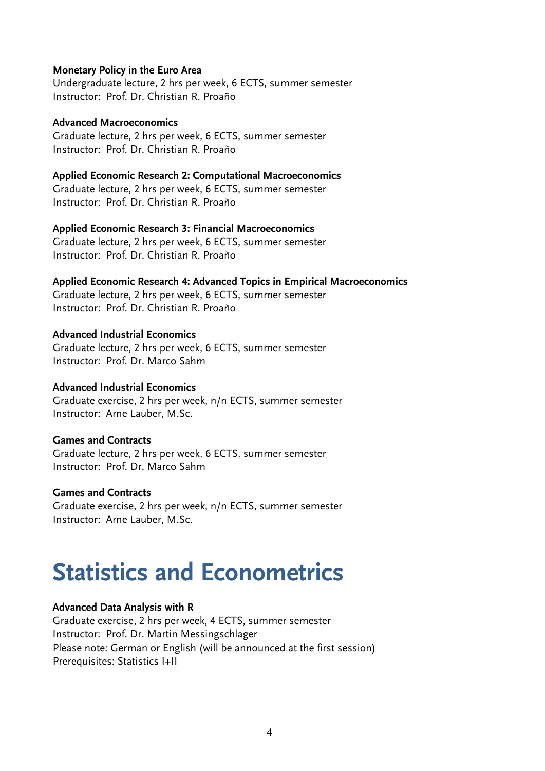**Monetary Policy in the Euro Area**
Undergraduate lecture, 2 hrs per week, 6 ECTS, summer semester
Instructor: Prof. Dr. Christian R. Proaño

**Advanced Macroeconomics**
Graduate lecture, 2 hrs per week, 6 ECTS, summer semester
Instructor: Prof. Dr. Christian R. Proaño

**Applied Economic Research 2: Computational Macroeconomics**
Graduate lecture, 2 hrs per week, 6 ECTS, summer semester
Instructor: Prof. Dr. Christian R. Proaño

**Applied Economic Research 3: Financial Macroeconomics**
Graduate lecture, 2 hrs per week, 6 ECTS, summer semester
Instructor: Prof. Dr. Christian R. Proaño

**Applied Economic Research 4: Advanced Topics in Empirical Macroeconomics**
Graduate lecture, 2 hrs per week, 6 ECTS, summer semester
Instructor: Prof. Dr. Christian R. Proaño

**Advanced Industrial Economics**
Graduate lecture, 2 hrs per week, 6 ECTS, summer semester
Instructor: Prof. Dr. Marco Sahm

**Advanced Industrial Economics**
Graduate exercise, 2 hrs per week, n/n ECTS, summer semester
Instructor: Arne Lauber, M.Sc.

**Games and Contracts**
Graduate lecture, 2 hrs per week, 6 ECTS, summer semester
Instructor: Prof. Dr. Marco Sahm

**Games and Contracts**
Graduate exercise, 2 hrs per week, n/n ECTS, summer semester
Instructor: Arne Lauber, M.Sc.

# Statistics and Econometrics

**Advanced Data Analysis with R**
Graduate exercise, 2 hrs per week, 4 ECTS, summer semester
Instructor: Prof. Dr. Martin Messingschlager
Please note: German or English (will be announced at the first session)
Prerequisites: Statistics I+II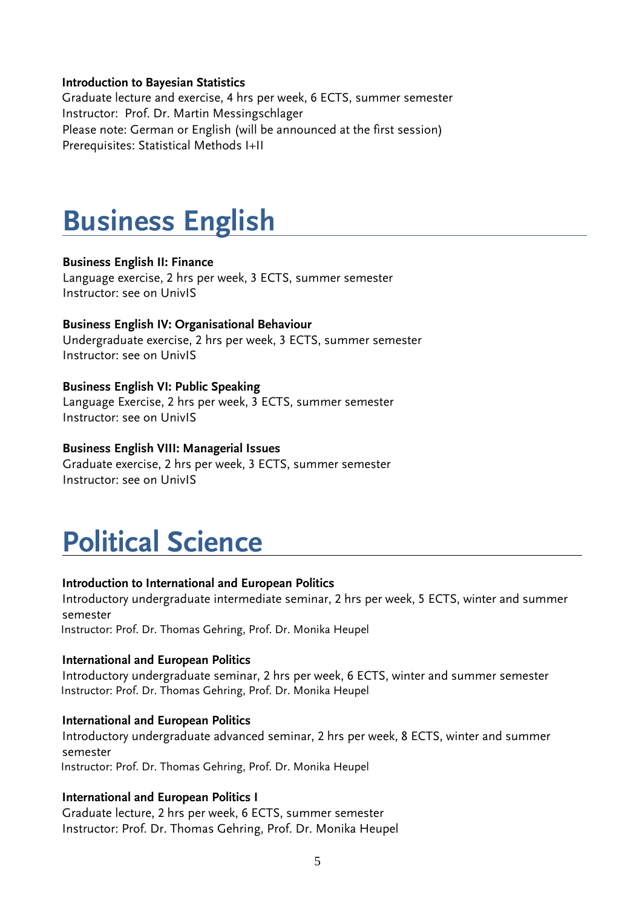**Introduction to Bayesian Statistics**
Graduate lecture and exercise, 4 hrs per week, 6 ECTS, summer semester
Instructor: Prof. Dr. Martin Messingschlager
Please note: German or English (will be announced at the first session)
Prerequisites: Statistical Methods I+II

# Business English

**Business English II: Finance**
Language exercise, 2 hrs per week, 3 ECTS, summer semester
Instructor: see on UnivIS

**Business English IV: Organisational Behaviour**
Undergraduate exercise, 2 hrs per week, 3 ECTS, summer semester
Instructor: see on UnivIS

**Business English VI: Public Speaking**
Language Exercise, 2 hrs per week, 3 ECTS, summer semester
Instructor: see on UnivIS

**Business English VIII: Managerial Issues**
Graduate exercise, 2 hrs per week, 3 ECTS, summer semester
Instructor: see on UnivIS

# Political Science

**Introduction to International and European Politics**
Introductory undergraduate intermediate seminar, 2 hrs per week, 5 ECTS, winter and summer semester
Instructor: Prof. Dr. Thomas Gehring, Prof. Dr. Monika Heupel

**International and European Politics**
Introductory undergraduate seminar, 2 hrs per week, 6 ECTS, winter and summer semester
Instructor: Prof. Dr. Thomas Gehring, Prof. Dr. Monika Heupel

**International and European Politics**
Introductory undergraduate advanced seminar, 2 hrs per week, 8 ECTS, winter and summer semester
Instructor: Prof. Dr. Thomas Gehring, Prof. Dr. Monika Heupel

**International and European Politics I**
Graduate lecture, 2 hrs per week, 6 ECTS, summer semester
Instructor: Prof. Dr. Thomas Gehring, Prof. Dr. Monika Heupel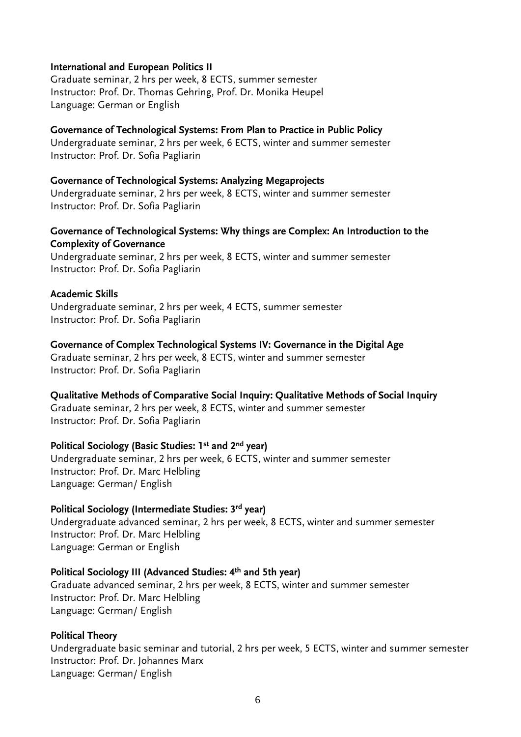**International and European Politics II**
Graduate seminar, 2 hrs per week, 8 ECTS, summer semester
Instructor: Prof. Dr. Thomas Gehring, Prof. Dr. Monika Heupel
Language: German or English

**Governance of Technological Systems: From Plan to Practice in Public Policy**
Undergraduate seminar, 2 hrs per week, 6 ECTS, winter and summer semester
Instructor: Prof. Dr. Sofia Pagliarin

**Governance of Technological Systems: Analyzing Megaprojects**
Undergraduate seminar, 2 hrs per week, 8 ECTS, winter and summer semester
Instructor: Prof. Dr. Sofia Pagliarin

**Governance of Technological Systems: Why things are Complex: An Introduction to the Complexity of Governance**
Undergraduate seminar, 2 hrs per week, 8 ECTS, winter and summer semester
Instructor: Prof. Dr. Sofia Pagliarin

**Academic Skills**
Undergraduate seminar, 2 hrs per week, 4 ECTS, summer semester
Instructor: Prof. Dr. Sofia Pagliarin

**Governance of Complex Technological Systems IV: Governance in the Digital Age**
Graduate seminar, 2 hrs per week, 8 ECTS, winter and summer semester
Instructor: Prof. Dr. Sofia Pagliarin

**Qualitative Methods of Comparative Social Inquiry: Qualitative Methods of Social Inquiry**
Graduate seminar, 2 hrs per week, 8 ECTS, winter and summer semester
Instructor: Prof. Dr. Sofia Pagliarin

**Political Sociology (Basic Studies: 1st and 2nd year)**
Undergraduate seminar, 2 hrs per week, 6 ECTS, winter and summer semester
Instructor: Prof. Dr. Marc Helbling
Language: German/ English

**Political Sociology (Intermediate Studies: 3rd year)**
Undergraduate advanced seminar, 2 hrs per week, 8 ECTS, winter and summer semester
Instructor: Prof. Dr. Marc Helbling
Language: German or English

**Political Sociology III (Advanced Studies: 4th and 5th year)**
Graduate advanced seminar, 2 hrs per week, 8 ECTS, winter and summer semester
Instructor: Prof. Dr. Marc Helbling
Language: German/ English

**Political Theory**
Undergraduate basic seminar and tutorial, 2 hrs per week, 5 ECTS, winter and summer semester
Instructor: Prof. Dr. Johannes Marx
Language: German/ English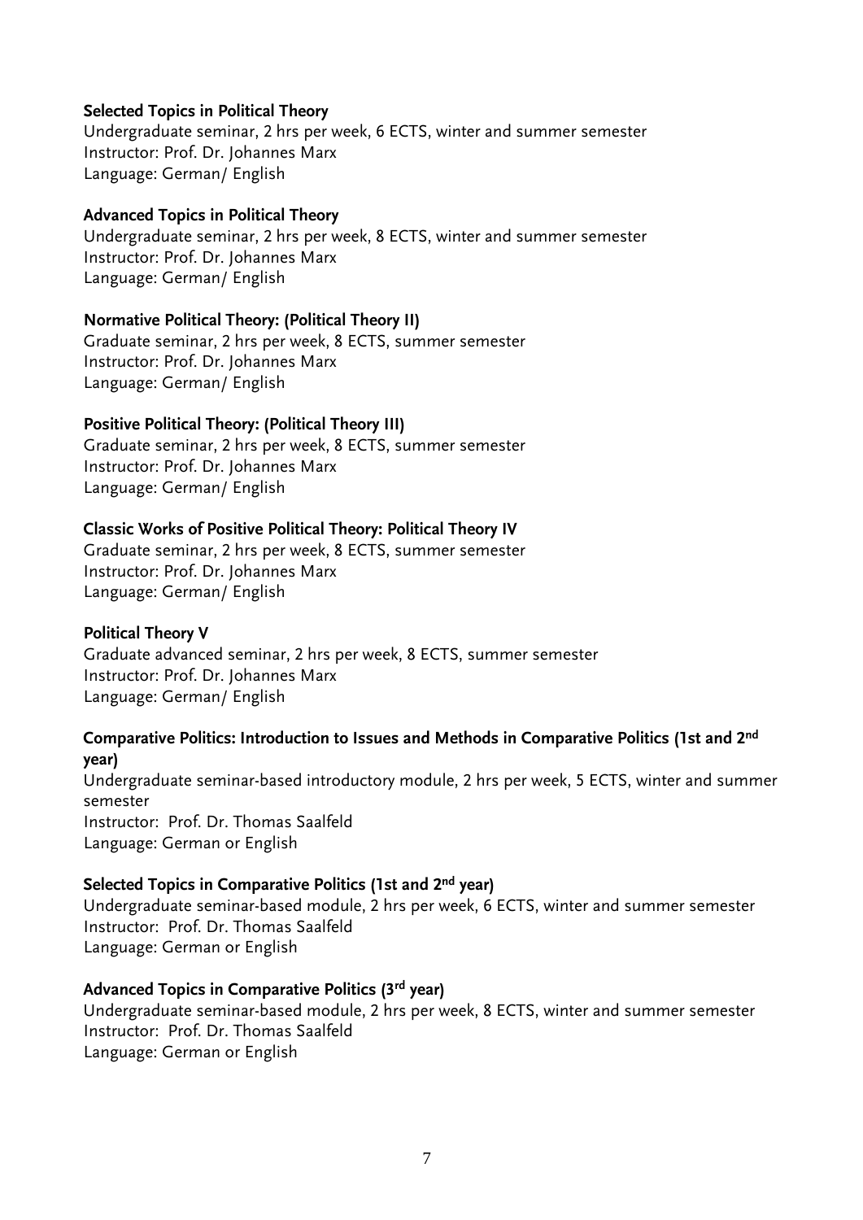**Selected Topics in Political Theory**
Undergraduate seminar, 2 hrs per week, 6 ECTS, winter and summer semester
Instructor: Prof. Dr. Johannes Marx
Language: German/ English

**Advanced Topics in Political Theory**
Undergraduate seminar, 2 hrs per week, 8 ECTS, winter and summer semester
Instructor: Prof. Dr. Johannes Marx
Language: German/ English

**Normative Political Theory: (Political Theory II)**
Graduate seminar, 2 hrs per week, 8 ECTS, summer semester
Instructor: Prof. Dr. Johannes Marx
Language: German/ English

**Positive Political Theory: (Political Theory III)**
Graduate seminar, 2 hrs per week, 8 ECTS, summer semester
Instructor: Prof. Dr. Johannes Marx
Language: German/ English

**Classic Works of Positive Political Theory: Political Theory IV**
Graduate seminar, 2 hrs per week, 8 ECTS, summer semester
Instructor: Prof. Dr. Johannes Marx
Language: German/ English

**Political Theory V**
Graduate advanced seminar, 2 hrs per week, 8 ECTS, summer semester
Instructor: Prof. Dr. Johannes Marx
Language: German/ English

**Comparative Politics: Introduction to Issues and Methods in Comparative Politics (1st and 2nd year)**
Undergraduate seminar-based introductory module, 2 hrs per week, 5 ECTS, winter and summer semester
Instructor: Prof. Dr. Thomas Saalfeld
Language: German or English

**Selected Topics in Comparative Politics (1st and 2nd year)**
Undergraduate seminar-based module, 2 hrs per week, 6 ECTS, winter and summer semester
Instructor: Prof. Dr. Thomas Saalfeld
Language: German or English

**Advanced Topics in Comparative Politics (3rd year)**
Undergraduate seminar-based module, 2 hrs per week, 8 ECTS, winter and summer semester
Instructor: Prof. Dr. Thomas Saalfeld
Language: German or English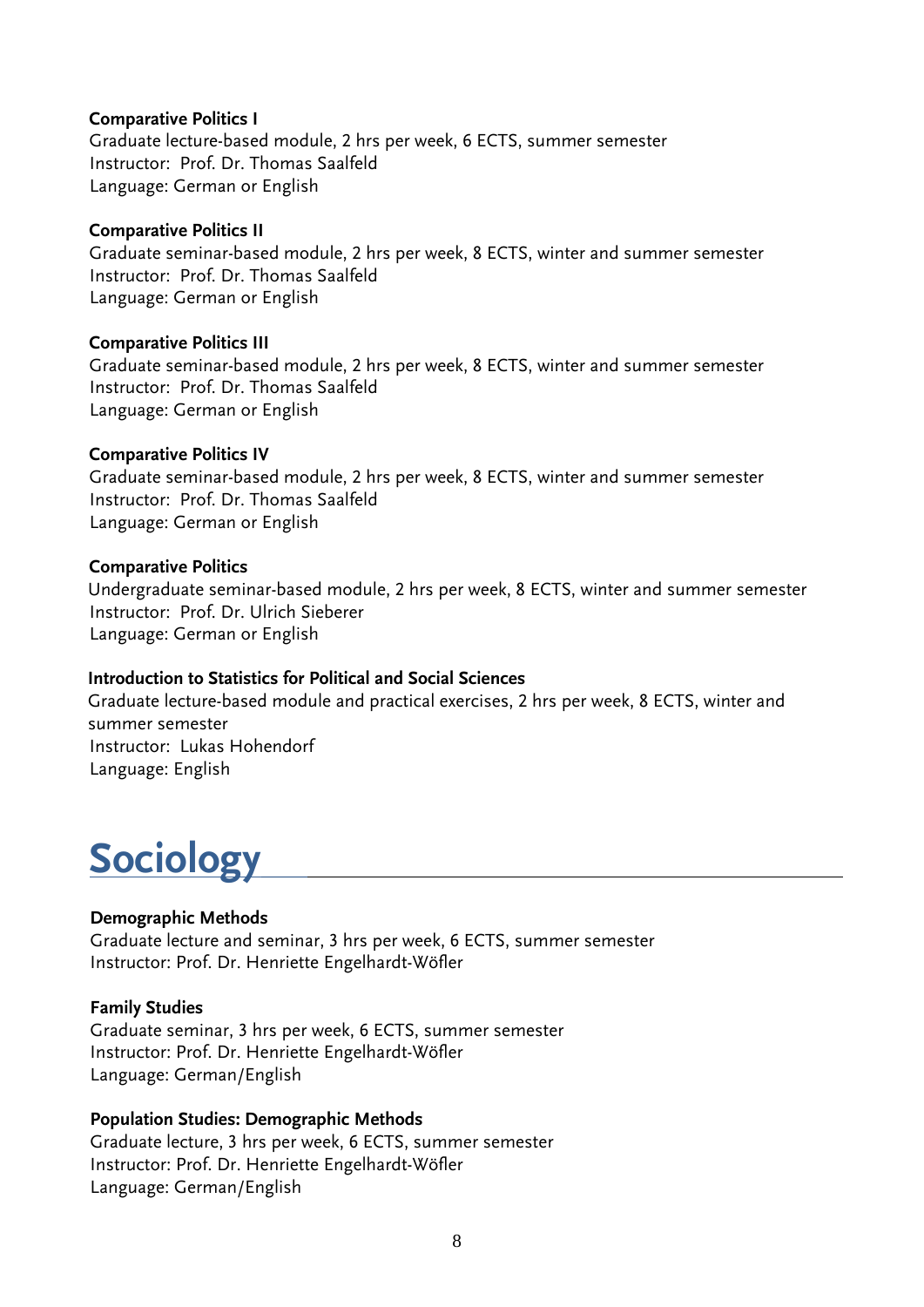**Comparative Politics I**
Graduate lecture-based module, 2 hrs per week, 6 ECTS, summer semester
Instructor: Prof. Dr. Thomas Saalfeld
Language: German or English

**Comparative Politics II**
Graduate seminar-based module, 2 hrs per week, 8 ECTS, winter and summer semester
Instructor: Prof. Dr. Thomas Saalfeld
Language: German or English

**Comparative Politics III**
Graduate seminar-based module, 2 hrs per week, 8 ECTS, winter and summer semester
Instructor: Prof. Dr. Thomas Saalfeld
Language: German or English

**Comparative Politics IV**
Graduate seminar-based module, 2 hrs per week, 8 ECTS, winter and summer semester
Instructor: Prof. Dr. Thomas Saalfeld
Language: German or English

**Comparative Politics**
Undergraduate seminar-based module, 2 hrs per week, 8 ECTS, winter and summer semester
Instructor: Prof. Dr. Ulrich Sieberer
Language: German or English

**Introduction to Statistics for Political and Social Sciences**
Graduate lecture-based module and practical exercises, 2 hrs per week, 8 ECTS, winter and summer semester
Instructor: Lukas Hohendorf
Language: English

# Sociology

**Demographic Methods**
Graduate lecture and seminar, 3 hrs per week, 6 ECTS, summer semester
Instructor: Prof. Dr. Henriette Engelhardt-Wöfler

**Family Studies**
Graduate seminar, 3 hrs per week, 6 ECTS, summer semester
Instructor: Prof. Dr. Henriette Engelhardt-Wöfler
Language: German/English

**Population Studies: Demographic Methods**
Graduate lecture, 3 hrs per week, 6 ECTS, summer semester
Instructor: Prof. Dr. Henriette Engelhardt-Wöfler
Language: German/English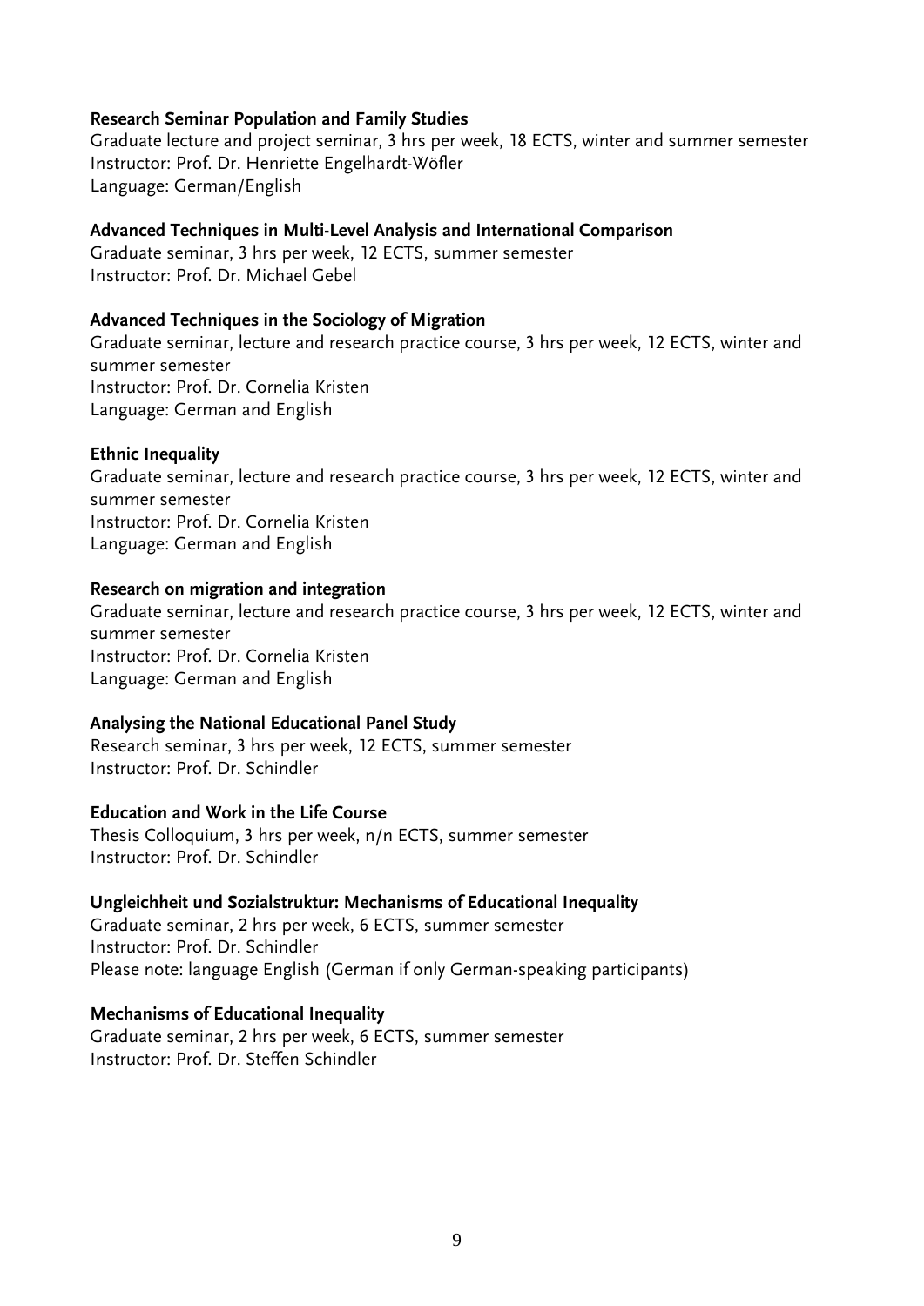**Research Seminar Population and Family Studies**
Graduate lecture and project seminar, 3 hrs per week, 18 ECTS, winter and summer semester
Instructor: Prof. Dr. Henriette Engelhardt-Wöfler
Language: German/English

**Advanced Techniques in Multi-Level Analysis and International Comparison**
Graduate seminar, 3 hrs per week, 12 ECTS, summer semester
Instructor: Prof. Dr. Michael Gebel

**Advanced Techniques in the Sociology of Migration**
Graduate seminar, lecture and research practice course, 3 hrs per week, 12 ECTS, winter and summer semester
Instructor: Prof. Dr. Cornelia Kristen
Language: German and English

**Ethnic Inequality**
Graduate seminar, lecture and research practice course, 3 hrs per week, 12 ECTS, winter and summer semester
Instructor: Prof. Dr. Cornelia Kristen
Language: German and English

**Research on migration and integration**
Graduate seminar, lecture and research practice course, 3 hrs per week, 12 ECTS, winter and summer semester
Instructor: Prof. Dr. Cornelia Kristen
Language: German and English

**Analysing the National Educational Panel Study**
Research seminar, 3 hrs per week, 12 ECTS, summer semester
Instructor: Prof. Dr. Schindler

**Education and Work in the Life Course**
Thesis Colloquium, 3 hrs per week, n/n ECTS, summer semester
Instructor: Prof. Dr. Schindler

**Ungleichheit und Sozialstruktur: Mechanisms of Educational Inequality**
Graduate seminar, 2 hrs per week, 6 ECTS, summer semester
Instructor: Prof. Dr. Schindler
Please note: language English (German if only German-speaking participants)

**Mechanisms of Educational Inequality**
Graduate seminar, 2 hrs per week, 6 ECTS, summer semester
Instructor: Prof. Dr. Steffen Schindler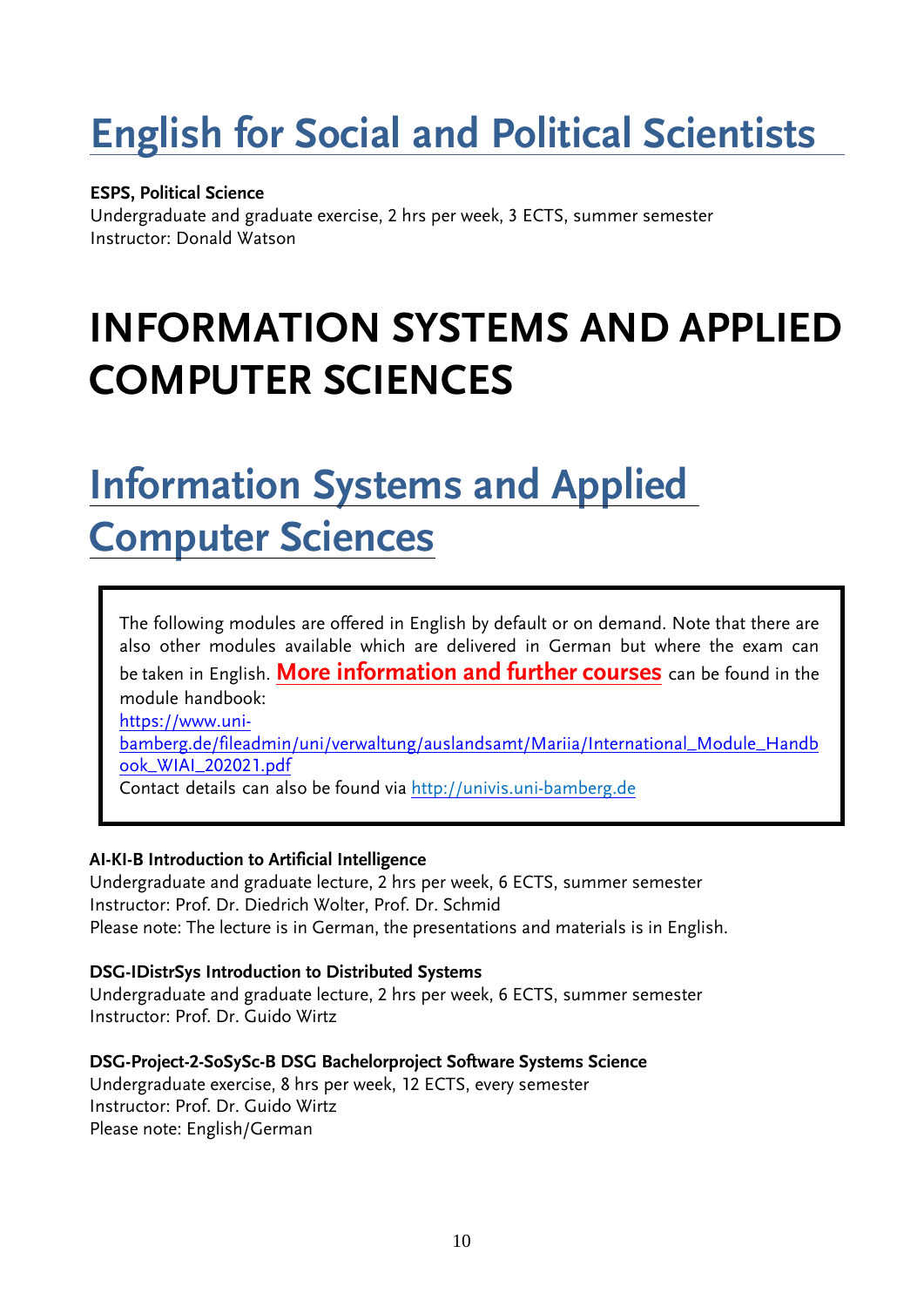## English for Social and Political Scientists

**ESPS, Political Science**
Undergraduate and graduate exercise, 2 hrs per week, 3 ECTS, summer semester
Instructor: Donald Watson

# INFORMATION SYSTEMS AND APPLIED COMPUTER SCIENCES

## Information Systems and Applied Computer Sciences

The following modules are offered in English by default or on demand. Note that there are also other modules available which are delivered in German but where the exam can be taken in English. **More information and further courses** can be found in the module handbook:
https://www.uni-bamberg.de/fileadmin/uni/verwaltung/auslandsamt/Mariia/International_Module_Handbook_WIAI_202021.pdf
Contact details can also be found via http://univis.uni-bamberg.de

**AI-KI-B Introduction to Artificial Intelligence**
Undergraduate and graduate lecture, 2 hrs per week, 6 ECTS, summer semester
Instructor: Prof. Dr. Diedrich Wolter, Prof. Dr. Schmid
Please note: The lecture is in German, the presentations and materials is in English.

**DSG-IDistrSys Introduction to Distributed Systems**
Undergraduate and graduate lecture, 2 hrs per week, 6 ECTS, summer semester
Instructor: Prof. Dr. Guido Wirtz

**DSG-Project-2-SoSySc-B DSG Bachelorproject Software Systems Science**
Undergraduate exercise, 8 hrs per week, 12 ECTS, every semester
Instructor: Prof. Dr. Guido Wirtz
Please note: English/German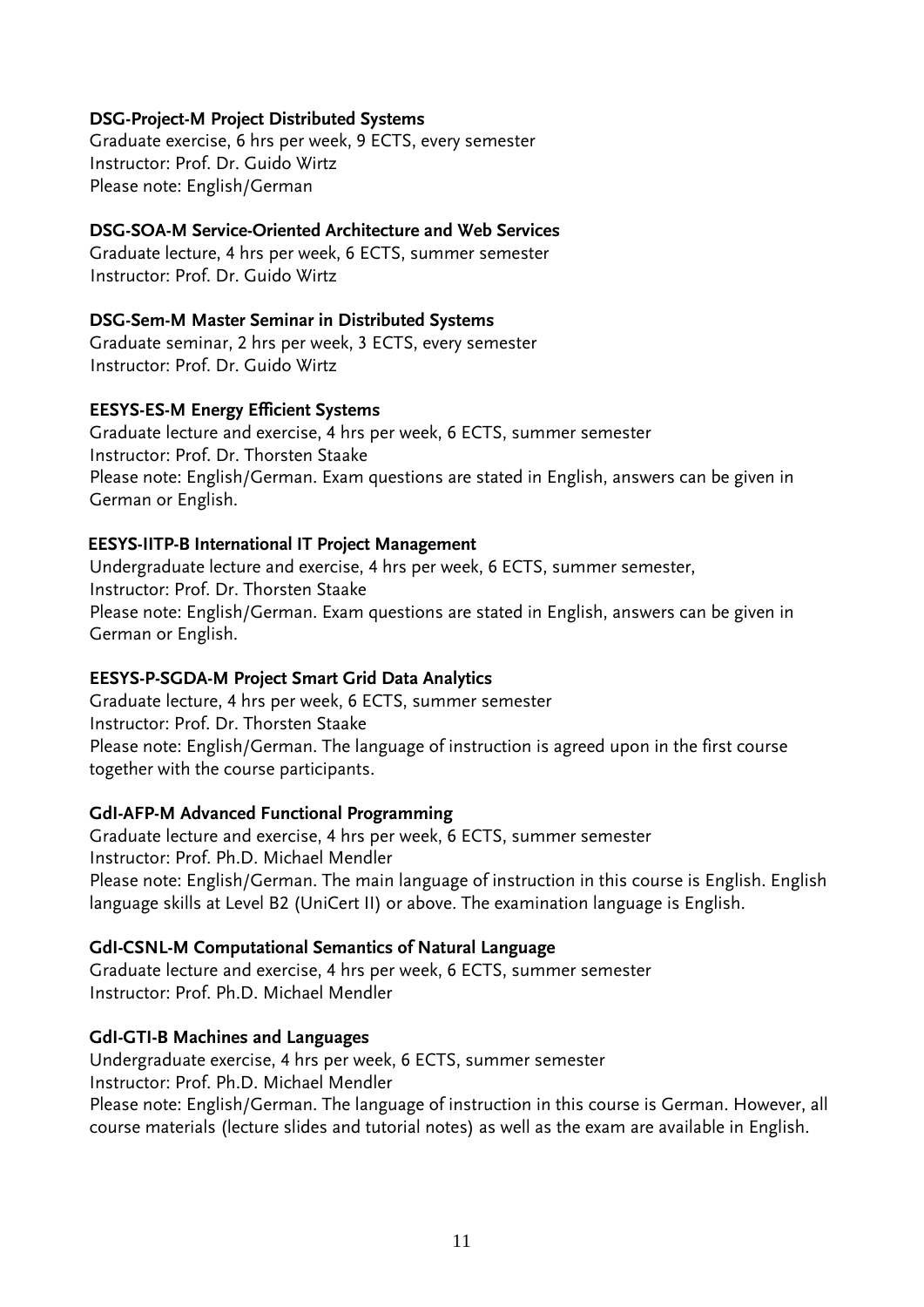**DSG-Project-M Project Distributed Systems**

Graduate exercise, 6 hrs per week, 9 ECTS, every semester
Instructor: Prof. Dr. Guido Wirtz
Please note: English/German

**DSG-SOA-M Service-Oriented Architecture and Web Services**

Graduate lecture, 4 hrs per week, 6 ECTS, summer semester
Instructor: Prof. Dr. Guido Wirtz

**DSG-Sem-M Master Seminar in Distributed Systems**

Graduate seminar, 2 hrs per week, 3 ECTS, every semester
Instructor: Prof. Dr. Guido Wirtz

**EESYS-ES-M Energy Efficient Systems**

Graduate lecture and exercise, 4 hrs per week, 6 ECTS, summer semester
Instructor: Prof. Dr. Thorsten Staake
Please note: English/German. Exam questions are stated in English, answers can be given in German or English.

**EESYS-IITP-B International IT Project Management**

Undergraduate lecture and exercise, 4 hrs per week, 6 ECTS, summer semester,
Instructor: Prof. Dr. Thorsten Staake
Please note: English/German. Exam questions are stated in English, answers can be given in German or English.

**EESYS-P-SGDA-M Project Smart Grid Data Analytics**

Graduate lecture, 4 hrs per week, 6 ECTS, summer semester
Instructor: Prof. Dr. Thorsten Staake
Please note: English/German. The language of instruction is agreed upon in the first course together with the course participants.

**GdI-AFP-M Advanced Functional Programming**

Graduate lecture and exercise, 4 hrs per week, 6 ECTS, summer semester
Instructor: Prof. Ph.D. Michael Mendler
Please note: English/German. The main language of instruction in this course is English. English language skills at Level B2 (UniCert II) or above. The examination language is English.

**GdI-CSNL-M Computational Semantics of Natural Language**

Graduate lecture and exercise, 4 hrs per week, 6 ECTS, summer semester
Instructor: Prof. Ph.D. Michael Mendler

**GdI-GTI-B Machines and Languages**

Undergraduate exercise, 4 hrs per week, 6 ECTS, summer semester
Instructor: Prof. Ph.D. Michael Mendler
Please note: English/German. The language of instruction in this course is German. However, all course materials (lecture slides and tutorial notes) as well as the exam are available in English.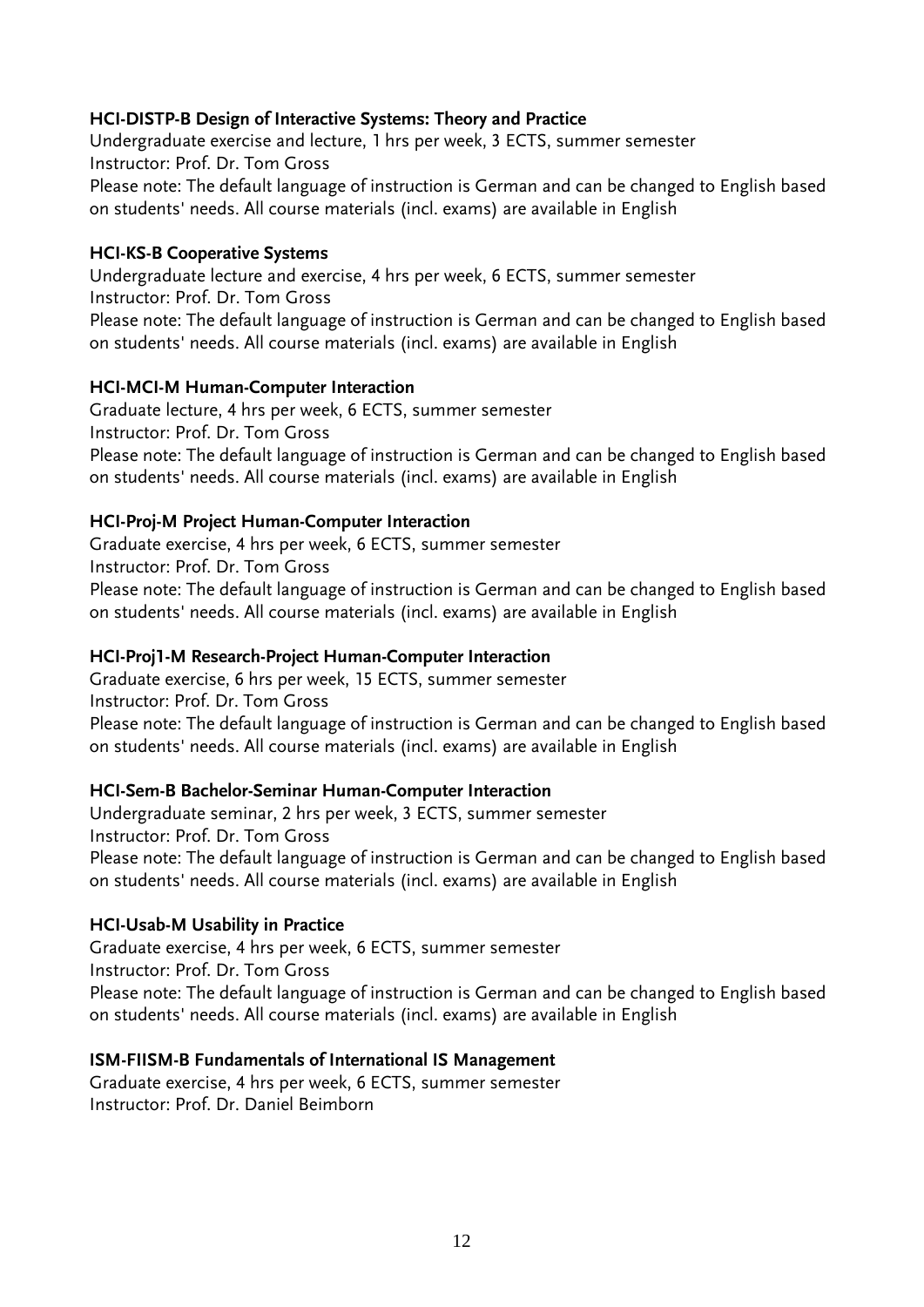**HCI-DISTP-B Design of Interactive Systems: Theory and Practice**

Undergraduate exercise and lecture, 1 hrs per week, 3 ECTS, summer semester
Instructor: Prof. Dr. Tom Gross
Please note: The default language of instruction is German and can be changed to English based on students' needs. All course materials (incl. exams) are available in English

**HCI-KS-B Cooperative Systems**

Undergraduate lecture and exercise, 4 hrs per week, 6 ECTS, summer semester
Instructor: Prof. Dr. Tom Gross
Please note: The default language of instruction is German and can be changed to English based on students' needs. All course materials (incl. exams) are available in English

**HCI-MCI-M Human-Computer Interaction**

Graduate lecture, 4 hrs per week, 6 ECTS, summer semester
Instructor: Prof. Dr. Tom Gross
Please note: The default language of instruction is German and can be changed to English based on students' needs. All course materials (incl. exams) are available in English

**HCI-Proj-M Project Human-Computer Interaction**

Graduate exercise, 4 hrs per week, 6 ECTS, summer semester
Instructor: Prof. Dr. Tom Gross
Please note: The default language of instruction is German and can be changed to English based on students' needs. All course materials (incl. exams) are available in English

**HCI-Proj1-M Research-Project Human-Computer Interaction**

Graduate exercise, 6 hrs per week, 15 ECTS, summer semester
Instructor: Prof. Dr. Tom Gross
Please note: The default language of instruction is German and can be changed to English based on students' needs. All course materials (incl. exams) are available in English

**HCI-Sem-B Bachelor-Seminar Human-Computer Interaction**

Undergraduate seminar, 2 hrs per week, 3 ECTS, summer semester
Instructor: Prof. Dr. Tom Gross
Please note: The default language of instruction is German and can be changed to English based on students' needs. All course materials (incl. exams) are available in English

**HCI-Usab-M Usability in Practice**

Graduate exercise, 4 hrs per week, 6 ECTS, summer semester
Instructor: Prof. Dr. Tom Gross
Please note: The default language of instruction is German and can be changed to English based on students' needs. All course materials (incl. exams) are available in English

**ISM-FIISM-B Fundamentals of International IS Management**

Graduate exercise, 4 hrs per week, 6 ECTS, summer semester
Instructor: Prof. Dr. Daniel Beimborn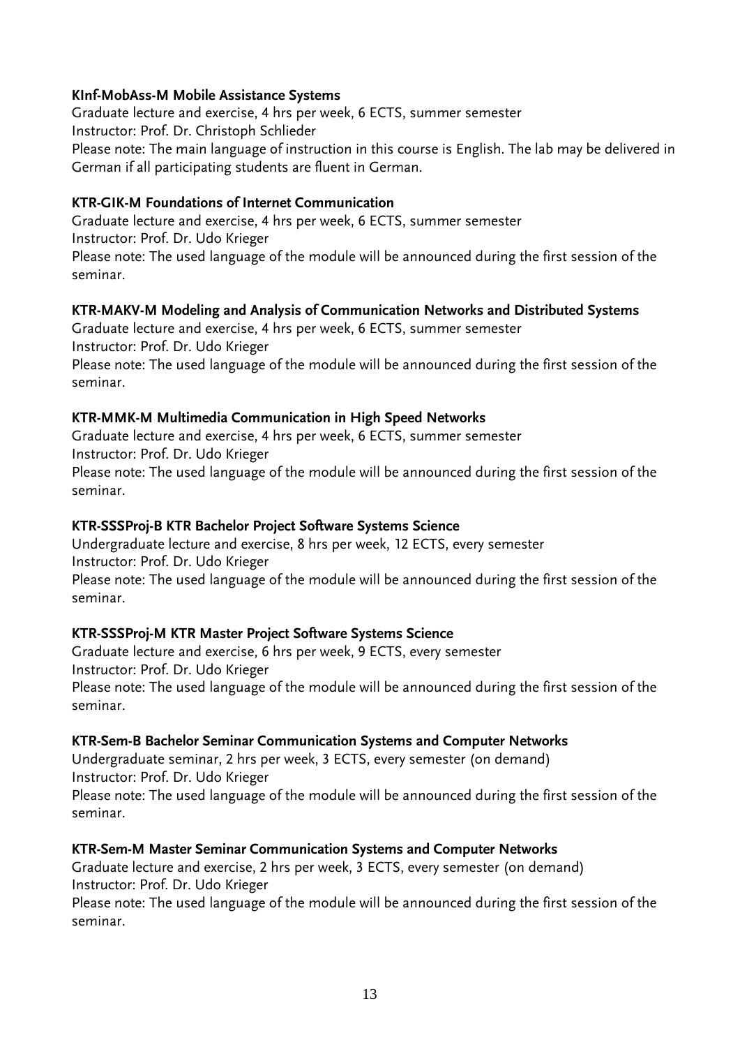**KInf-MobAss-M Mobile Assistance Systems**
Graduate lecture and exercise, 4 hrs per week, 6 ECTS, summer semester
Instructor: Prof. Dr. Christoph Schlieder
Please note: The main language of instruction in this course is English. The lab may be delivered in German if all participating students are fluent in German.

**KTR-GIK-M Foundations of Internet Communication**
Graduate lecture and exercise, 4 hrs per week, 6 ECTS, summer semester
Instructor: Prof. Dr. Udo Krieger
Please note: The used language of the module will be announced during the first session of the seminar.

**KTR-MAKV-M Modeling and Analysis of Communication Networks and Distributed Systems**
Graduate lecture and exercise, 4 hrs per week, 6 ECTS, summer semester
Instructor: Prof. Dr. Udo Krieger
Please note: The used language of the module will be announced during the first session of the seminar.

**KTR-MMK-M Multimedia Communication in High Speed Networks**
Graduate lecture and exercise, 4 hrs per week, 6 ECTS, summer semester
Instructor: Prof. Dr. Udo Krieger
Please note: The used language of the module will be announced during the first session of the seminar.

**KTR-SSSProj-B KTR Bachelor Project Software Systems Science**
Undergraduate lecture and exercise, 8 hrs per week, 12 ECTS, every semester
Instructor: Prof. Dr. Udo Krieger
Please note: The used language of the module will be announced during the first session of the seminar.

**KTR-SSSProj-M KTR Master Project Software Systems Science**
Graduate lecture and exercise, 6 hrs per week, 9 ECTS, every semester
Instructor: Prof. Dr. Udo Krieger
Please note: The used language of the module will be announced during the first session of the seminar.

**KTR-Sem-B Bachelor Seminar Communication Systems and Computer Networks**
Undergraduate seminar, 2 hrs per week, 3 ECTS, every semester (on demand)
Instructor: Prof. Dr. Udo Krieger
Please note: The used language of the module will be announced during the first session of the seminar.

**KTR-Sem-M Master Seminar Communication Systems and Computer Networks**
Graduate lecture and exercise, 2 hrs per week, 3 ECTS, every semester (on demand)
Instructor: Prof. Dr. Udo Krieger
Please note: The used language of the module will be announced during the first session of the seminar.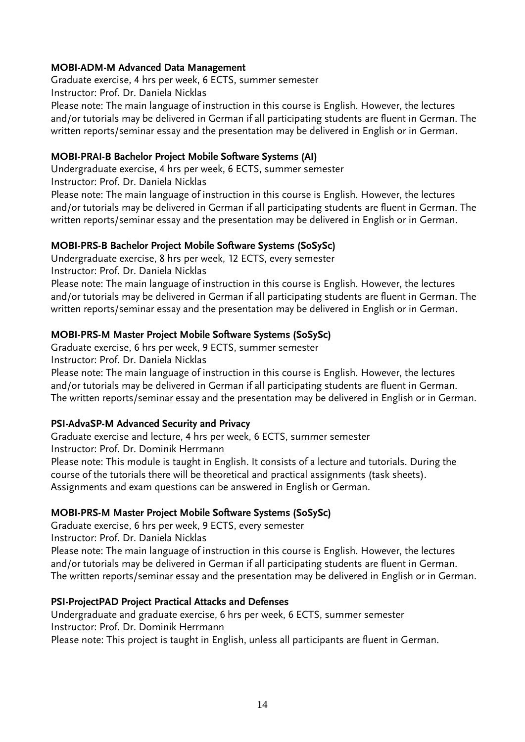**MOBI-ADM-M Advanced Data Management**

Graduate exercise, 4 hrs per week, 6 ECTS, summer semester
Instructor: Prof. Dr. Daniela Nicklas
Please note: The main language of instruction in this course is English. However, the lectures and/or tutorials may be delivered in German if all participating students are fluent in German. The written reports/seminar essay and the presentation may be delivered in English or in German.

**MOBI-PRAI-B Bachelor Project Mobile Software Systems (AI)**

Undergraduate exercise, 4 hrs per week, 6 ECTS, summer semester
Instructor: Prof. Dr. Daniela Nicklas
Please note: The main language of instruction in this course is English. However, the lectures and/or tutorials may be delivered in German if all participating students are fluent in German. The written reports/seminar essay and the presentation may be delivered in English or in German.

**MOBI-PRS-B Bachelor Project Mobile Software Systems (SoSySc)**

Undergraduate exercise, 8 hrs per week, 12 ECTS, every semester
Instructor: Prof. Dr. Daniela Nicklas
Please note: The main language of instruction in this course is English. However, the lectures and/or tutorials may be delivered in German if all participating students are fluent in German. The written reports/seminar essay and the presentation may be delivered in English or in German.

**MOBI-PRS-M Master Project Mobile Software Systems (SoSySc)**

Graduate exercise, 6 hrs per week, 9 ECTS, summer semester
Instructor: Prof. Dr. Daniela Nicklas
Please note: The main language of instruction in this course is English. However, the lectures and/or tutorials may be delivered in German if all participating students are fluent in German. The written reports/seminar essay and the presentation may be delivered in English or in German.

**PSI-AdvaSP-M Advanced Security and Privacy**

Graduate exercise and lecture, 4 hrs per week, 6 ECTS, summer semester
Instructor: Prof. Dr. Dominik Herrmann
Please note: This module is taught in English. It consists of a lecture and tutorials. During the course of the tutorials there will be theoretical and practical assignments (task sheets). Assignments and exam questions can be answered in English or German.

**MOBI-PRS-M Master Project Mobile Software Systems (SoSySc)**

Graduate exercise, 6 hrs per week, 9 ECTS, every semester
Instructor: Prof. Dr. Daniela Nicklas
Please note: The main language of instruction in this course is English. However, the lectures and/or tutorials may be delivered in German if all participating students are fluent in German. The written reports/seminar essay and the presentation may be delivered in English or in German.

**PSI-ProjectPAD Project Practical Attacks and Defenses**

Undergraduate and graduate exercise, 6 hrs per week, 6 ECTS, summer semester
Instructor: Prof. Dr. Dominik Herrmann
Please note: This project is taught in English, unless all participants are fluent in German.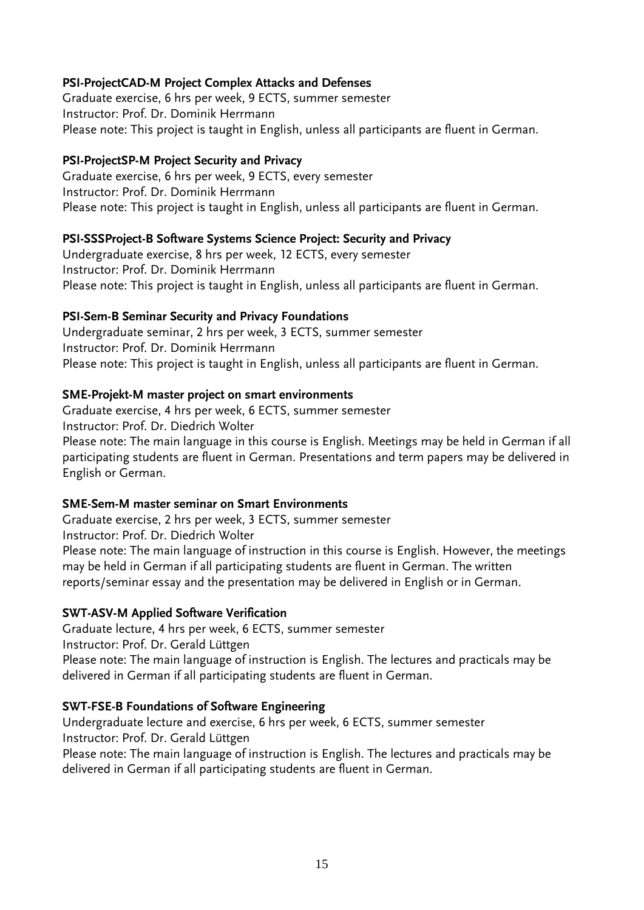**PSI-ProjectCAD-M Project Complex Attacks and Defenses**
Graduate exercise, 6 hrs per week, 9 ECTS, summer semester
Instructor: Prof. Dr. Dominik Herrmann
Please note: This project is taught in English, unless all participants are fluent in German.

**PSI-ProjectSP-M Project Security and Privacy**
Graduate exercise, 6 hrs per week, 9 ECTS, every semester
Instructor: Prof. Dr. Dominik Herrmann
Please note: This project is taught in English, unless all participants are fluent in German.

**PSI-SSSProject-B Software Systems Science Project: Security and Privacy**
Undergraduate exercise, 8 hrs per week, 12 ECTS, every semester
Instructor: Prof. Dr. Dominik Herrmann
Please note: This project is taught in English, unless all participants are fluent in German.

**PSI-Sem-B Seminar Security and Privacy Foundations**
Undergraduate seminar, 2 hrs per week, 3 ECTS, summer semester
Instructor: Prof. Dr. Dominik Herrmann
Please note: This project is taught in English, unless all participants are fluent in German.

**SME-Projekt-M master project on smart environments**
Graduate exercise, 4 hrs per week, 6 ECTS, summer semester
Instructor: Prof. Dr. Diedrich Wolter
Please note: The main language in this course is English. Meetings may be held in German if all participating students are fluent in German. Presentations and term papers may be delivered in English or German.

**SME-Sem-M master seminar on Smart Environments**
Graduate exercise, 2 hrs per week, 3 ECTS, summer semester
Instructor: Prof. Dr. Diedrich Wolter
Please note: The main language of instruction in this course is English. However, the meetings may be held in German if all participating students are fluent in German. The written reports/seminar essay and the presentation may be delivered in English or in German.

**SWT-ASV-M Applied Software Verification**
Graduate lecture, 4 hrs per week, 6 ECTS, summer semester
Instructor: Prof. Dr. Gerald Lüttgen
Please note: The main language of instruction is English. The lectures and practicals may be delivered in German if all participating students are fluent in German.

**SWT-FSE-B Foundations of Software Engineering**
Undergraduate lecture and exercise, 6 hrs per week, 6 ECTS, summer semester
Instructor: Prof. Dr. Gerald Lüttgen
Please note: The main language of instruction is English. The lectures and practicals may be delivered in German if all participating students are fluent in German.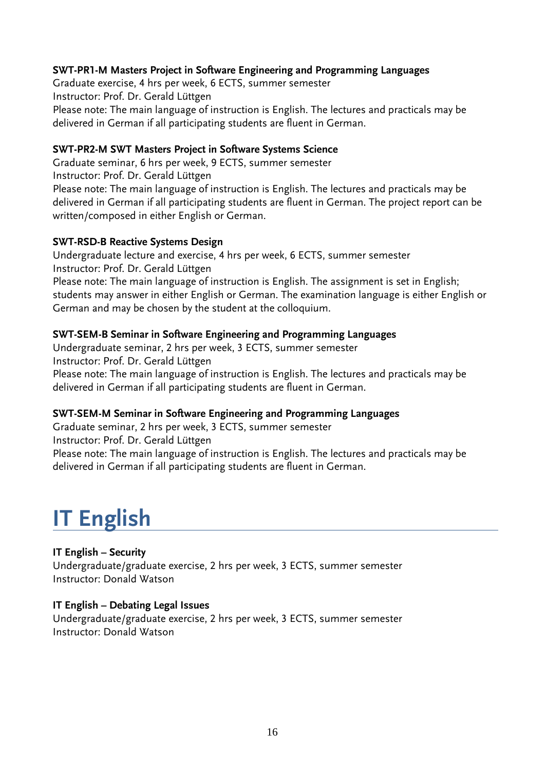**SWT-PR1-M Masters Project in Software Engineering and Programming Languages**
Graduate exercise, 4 hrs per week, 6 ECTS, summer semester
Instructor: Prof. Dr. Gerald Lüttgen
Please note: The main language of instruction is English. The lectures and practicals may be delivered in German if all participating students are fluent in German.

**SWT-PR2-M SWT Masters Project in Software Systems Science**
Graduate seminar, 6 hrs per week, 9 ECTS, summer semester
Instructor: Prof. Dr. Gerald Lüttgen
Please note: The main language of instruction is English. The lectures and practicals may be delivered in German if all participating students are fluent in German. The project report can be written/composed in either English or German.

**SWT-RSD-B Reactive Systems Design**
Undergraduate lecture and exercise, 4 hrs per week, 6 ECTS, summer semester
Instructor: Prof. Dr. Gerald Lüttgen
Please note: The main language of instruction is English. The assignment is set in English; students may answer in either English or German. The examination language is either English or German and may be chosen by the student at the colloquium.

**SWT-SEM-B Seminar in Software Engineering and Programming Languages**
Undergraduate seminar, 2 hrs per week, 3 ECTS, summer semester
Instructor: Prof. Dr. Gerald Lüttgen
Please note: The main language of instruction is English. The lectures and practicals may be delivered in German if all participating students are fluent in German.

**SWT-SEM-M Seminar in Software Engineering and Programming Languages**
Graduate seminar, 2 hrs per week, 3 ECTS, summer semester
Instructor: Prof. Dr. Gerald Lüttgen
Please note: The main language of instruction is English. The lectures and practicals may be delivered in German if all participating students are fluent in German.

# IT English

**IT English – Security**
Undergraduate/graduate exercise, 2 hrs per week, 3 ECTS, summer semester
Instructor: Donald Watson

**IT English – Debating Legal Issues**
Undergraduate/graduate exercise, 2 hrs per week, 3 ECTS, summer semester
Instructor: Donald Watson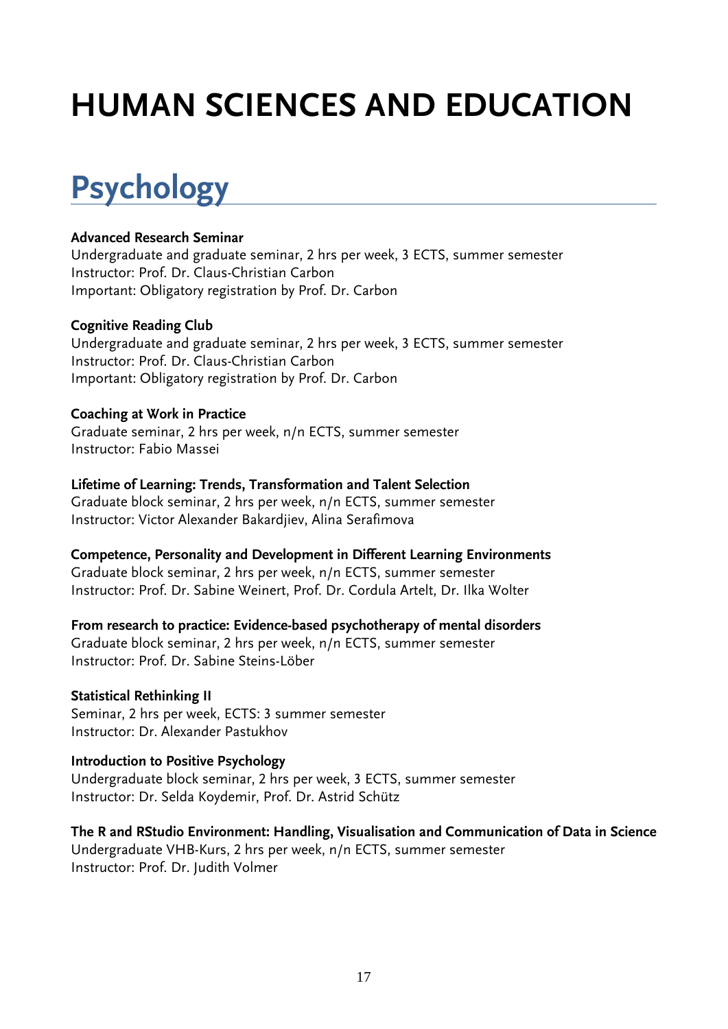# HUMAN SCIENCES AND EDUCATION

## Psychology

**Advanced Research Seminar**
Undergraduate and graduate seminar, 2 hrs per week, 3 ECTS, summer semester
Instructor: Prof. Dr. Claus-Christian Carbon
Important: Obligatory registration by Prof. Dr. Carbon

**Cognitive Reading Club**
Undergraduate and graduate seminar, 2 hrs per week, 3 ECTS, summer semester
Instructor: Prof. Dr. Claus-Christian Carbon
Important: Obligatory registration by Prof. Dr. Carbon

**Coaching at Work in Practice**
Graduate seminar, 2 hrs per week, n/n ECTS, summer semester
Instructor: Fabio Massei

**Lifetime of Learning: Trends, Transformation and Talent Selection**
Graduate block seminar, 2 hrs per week, n/n ECTS, summer semester
Instructor: Victor Alexander Bakardjiev, Alina Serafimova

**Competence, Personality and Development in Different Learning Environments**
Graduate block seminar, 2 hrs per week, n/n ECTS, summer semester
Instructor: Prof. Dr. Sabine Weinert, Prof. Dr. Cordula Artelt, Dr. Ilka Wolter

**From research to practice: Evidence-based psychotherapy of mental disorders**
Graduate block seminar, 2 hrs per week, n/n ECTS, summer semester
Instructor: Prof. Dr. Sabine Steins-Löber

**Statistical Rethinking II**
Seminar, 2 hrs per week, ECTS: 3 summer semester
Instructor: Dr. Alexander Pastukhov

**Introduction to Positive Psychology**
Undergraduate block seminar, 2 hrs per week, 3 ECTS, summer semester
Instructor: Dr. Selda Koydemir, Prof. Dr. Astrid Schütz

**The R and RStudio Environment: Handling, Visualisation and Communication of Data in Science**
Undergraduate VHB-Kurs, 2 hrs per week, n/n ECTS, summer semester
Instructor: Prof. Dr. Judith Volmer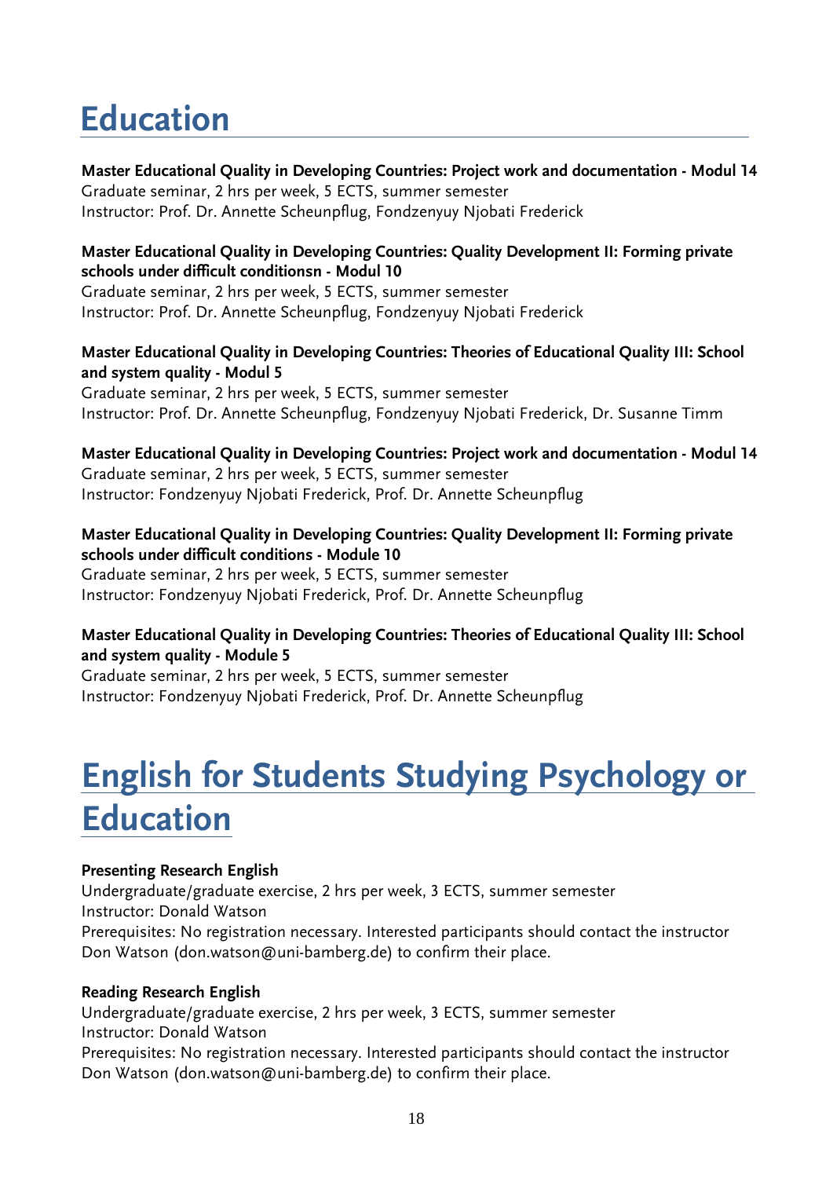# Education

**Master Educational Quality in Developing Countries: Project work and documentation - Modul 14**
Graduate seminar, 2 hrs per week, 5 ECTS, summer semester
Instructor: Prof. Dr. Annette Scheunpflug, Fondzenyuy Njobati Frederick

**Master Educational Quality in Developing Countries: Quality Development II: Forming private schools under difficult conditionsn - Modul 10**
Graduate seminar, 2 hrs per week, 5 ECTS, summer semester
Instructor: Prof. Dr. Annette Scheunpflug, Fondzenyuy Njobati Frederick

**Master Educational Quality in Developing Countries: Theories of Educational Quality III: School and system quality - Modul 5**
Graduate seminar, 2 hrs per week, 5 ECTS, summer semester
Instructor: Prof. Dr. Annette Scheunpflug, Fondzenyuy Njobati Frederick, Dr. Susanne Timm

**Master Educational Quality in Developing Countries: Project work and documentation - Modul 14**
Graduate seminar, 2 hrs per week, 5 ECTS, summer semester
Instructor: Fondzenyuy Njobati Frederick, Prof. Dr. Annette Scheunpflug

**Master Educational Quality in Developing Countries: Quality Development II: Forming private schools under difficult conditions - Module 10**
Graduate seminar, 2 hrs per week, 5 ECTS, summer semester
Instructor: Fondzenyuy Njobati Frederick, Prof. Dr. Annette Scheunpflug

**Master Educational Quality in Developing Countries: Theories of Educational Quality III: School and system quality - Module 5**
Graduate seminar, 2 hrs per week, 5 ECTS, summer semester
Instructor: Fondzenyuy Njobati Frederick, Prof. Dr. Annette Scheunpflug

# English for Students Studying Psychology or Education

**Presenting Research English**
Undergraduate/graduate exercise, 2 hrs per week, 3 ECTS, summer semester
Instructor: Donald Watson
Prerequisites: No registration necessary. Interested participants should contact the instructor Don Watson (don.watson@uni-bamberg.de) to confirm their place.

**Reading Research English**
Undergraduate/graduate exercise, 2 hrs per week, 3 ECTS, summer semester
Instructor: Donald Watson
Prerequisites: No registration necessary. Interested participants should contact the instructor Don Watson (don.watson@uni-bamberg.de) to confirm their place.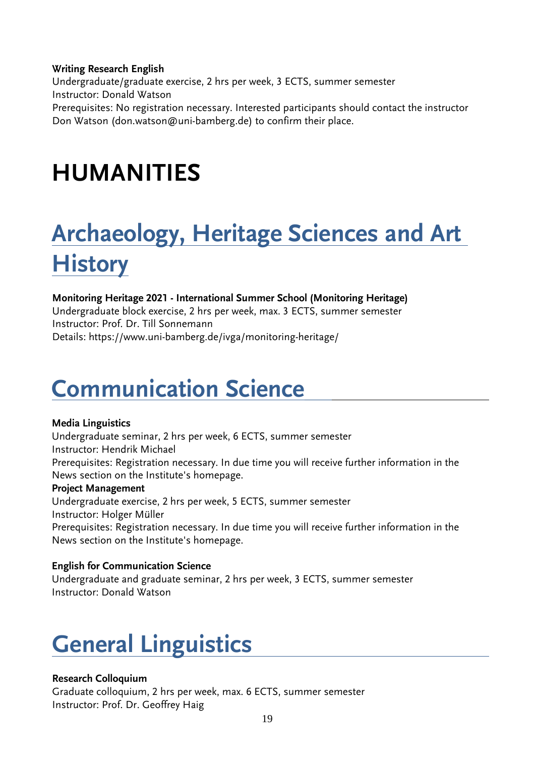**Writing Research English**
Undergraduate/graduate exercise, 2 hrs per week, 3 ECTS, summer semester
Instructor: Donald Watson
Prerequisites: No registration necessary. Interested participants should contact the instructor Don Watson (don.watson@uni-bamberg.de) to confirm their place.

# HUMANITIES

## Archaeology, Heritage Sciences and Art History

**Monitoring Heritage 2021 - International Summer School (Monitoring Heritage)**
Undergraduate block exercise, 2 hrs per week, max. 3 ECTS, summer semester
Instructor: Prof. Dr. Till Sonnemann
Details: https://www.uni-bamberg.de/ivga/monitoring-heritage/

## Communication Science

**Media Linguistics**
Undergraduate seminar, 2 hrs per week, 6 ECTS, summer semester
Instructor: Hendrik Michael
Prerequisites: Registration necessary. In due time you will receive further information in the News section on the Institute's homepage.

**Project Management**
Undergraduate exercise, 2 hrs per week, 5 ECTS, summer semester
Instructor: Holger Müller
Prerequisites: Registration necessary. In due time you will receive further information in the News section on the Institute's homepage.

**English for Communication Science**
Undergraduate and graduate seminar, 2 hrs per week, 3 ECTS, summer semester
Instructor: Donald Watson

## General Linguistics

**Research Colloquium**
Graduate colloquium, 2 hrs per week, max. 6 ECTS, summer semester
Instructor: Prof. Dr. Geoffrey Haig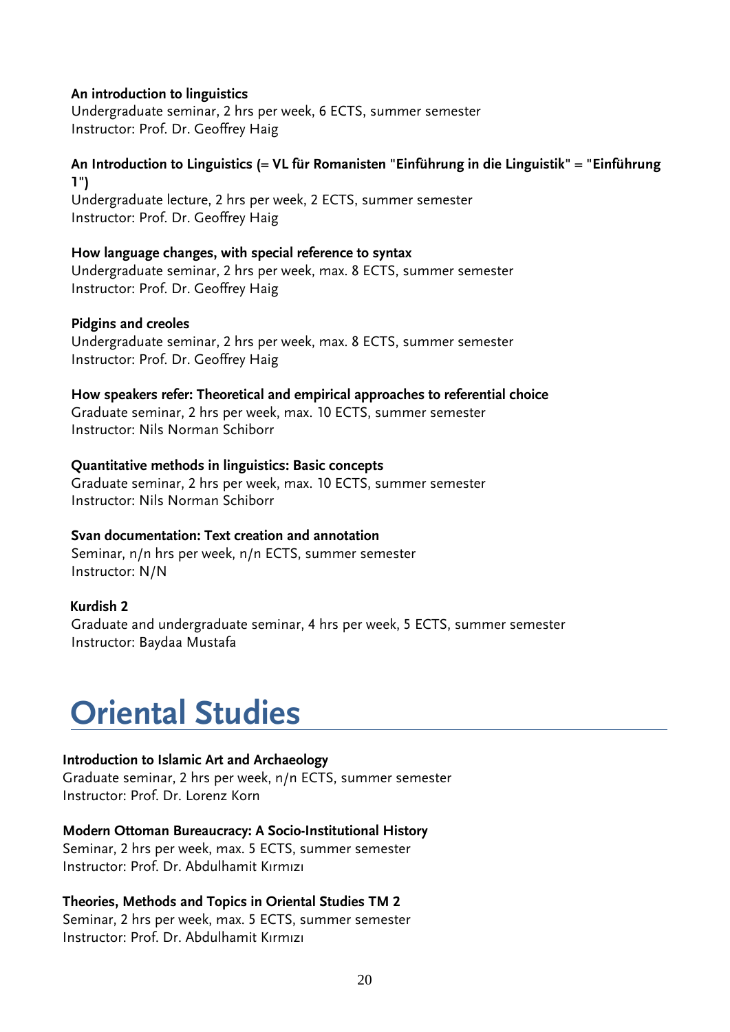**An introduction to linguistics**
Undergraduate seminar, 2 hrs per week, 6 ECTS, summer semester
Instructor: Prof. Dr. Geoffrey Haig

**An Introduction to Linguistics (= VL für Romanisten "Einführung in die Linguistik" = "Einführung 1")**
Undergraduate lecture, 2 hrs per week, 2 ECTS, summer semester
Instructor: Prof. Dr. Geoffrey Haig

**How language changes, with special reference to syntax**
Undergraduate seminar, 2 hrs per week, max. 8 ECTS, summer semester
Instructor: Prof. Dr. Geoffrey Haig

**Pidgins and creoles**
Undergraduate seminar, 2 hrs per week, max. 8 ECTS, summer semester
Instructor: Prof. Dr. Geoffrey Haig

**How speakers refer: Theoretical and empirical approaches to referential choice**
Graduate seminar, 2 hrs per week, max. 10 ECTS, summer semester
Instructor: Nils Norman Schiborr

**Quantitative methods in linguistics: Basic concepts**
Graduate seminar, 2 hrs per week, max. 10 ECTS, summer semester
Instructor: Nils Norman Schiborr

**Svan documentation: Text creation and annotation**
Seminar, n/n hrs per week, n/n ECTS, summer semester
Instructor: N/N

**Kurdish 2**
Graduate and undergraduate seminar, 4 hrs per week, 5 ECTS, summer semester
Instructor: Baydaa Mustafa

# Oriental Studies

**Introduction to Islamic Art and Archaeology**
Graduate seminar, 2 hrs per week, n/n ECTS, summer semester
Instructor: Prof. Dr. Lorenz Korn

**Modern Ottoman Bureaucracy: A Socio-Institutional History**
Seminar, 2 hrs per week, max. 5 ECTS, summer semester
Instructor: Prof. Dr. Abdulhamit Kırmızı

**Theories, Methods and Topics in Oriental Studies TM 2**
Seminar, 2 hrs per week, max. 5 ECTS, summer semester
Instructor: Prof. Dr. Abdulhamit Kırmızı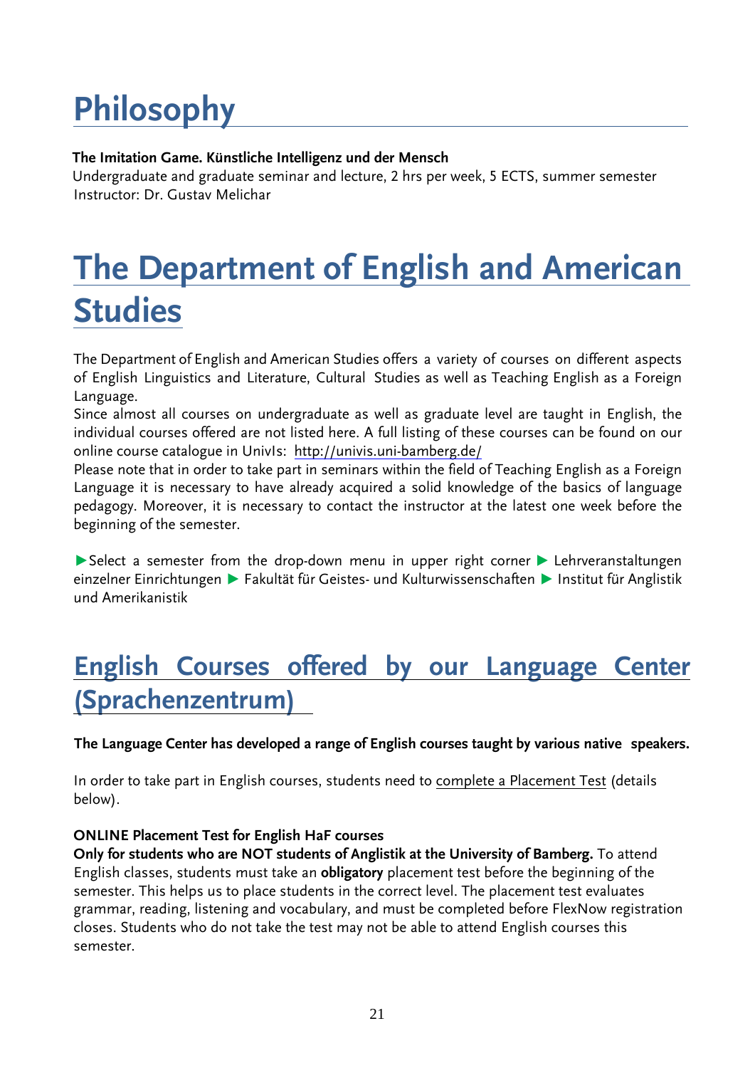# Philosophy

**The Imitation Game. Künstliche Intelligenz und der Mensch**
Undergraduate and graduate seminar and lecture, 2 hrs per week, 5 ECTS, summer semester
Instructor: Dr. Gustav Melichar

# The Department of English and American Studies

The Department of English and American Studies offers a variety of courses on different aspects of English Linguistics and Literature, Cultural Studies as well as Teaching English as a Foreign Language.

Since almost all courses on undergraduate as well as graduate level are taught in English, the individual courses offered are not listed here. A full listing of these courses can be found on our online course catalogue in UnivIs: http://univis.uni-bamberg.de/

Please note that in order to take part in seminars within the field of Teaching English as a Foreign Language it is necessary to have already acquired a solid knowledge of the basics of language pedagogy. Moreover, it is necessary to contact the instructor at the latest one week before the beginning of the semester.

►Select a semester from the drop-down menu in upper right corner ► Lehrveranstaltungen einzelner Einrichtungen ► Fakultät für Geistes- und Kulturwissenschaften ► Institut für Anglistik und Amerikanistik

## English Courses offered by our Language Center (Sprachenzentrum)

**The Language Center has developed a range of English courses taught by various native speakers.**

In order to take part in English courses, students need to complete a Placement Test (details below).

**ONLINE Placement Test for English HaF courses**
**Only for students who are NOT students of Anglistik at the University of Bamberg.** To attend English classes, students must take an **obligatory** placement test before the beginning of the semester. This helps us to place students in the correct level. The placement test evaluates grammar, reading, listening and vocabulary, and must be completed before FlexNow registration closes. Students who do not take the test may not be able to attend English courses this semester.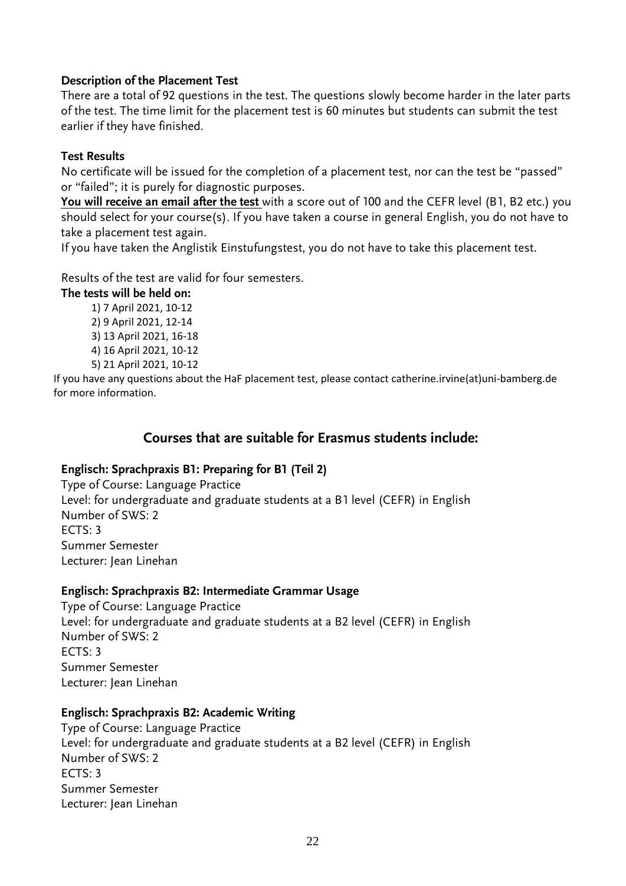**Description of the Placement Test**

There are a total of 92 questions in the test. The questions slowly become harder in the later parts of the test. The time limit for the placement test is 60 minutes but students can submit the test earlier if they have finished.

**Test Results**

No certificate will be issued for the completion of a placement test, nor can the test be "passed" or "failed"; it is purely for diagnostic purposes.

**You will receive an email after the test** with a score out of 100 and the CEFR level (B1, B2 etc.) you should select for your course(s). If you have taken a course in general English, you do not have to take a placement test again.

If you have taken the Anglistik Einstufungstest, you do not have to take this placement test.

Results of the test are valid for four semesters.

**The tests will be held on:**

1) 7 April 2021, 10-12
2) 9 April 2021, 12-14
3) 13 April 2021, 16-18
4) 16 April 2021, 10-12
5) 21 April 2021, 10-12

If you have any questions about the HaF placement test, please contact catherine.irvine(at)uni-bamberg.de for more information.

## Courses that are suitable for Erasmus students include:

**Englisch: Sprachpraxis B1: Preparing for B1 (Teil 2)**

Type of Course: Language Practice
Level: for undergraduate and graduate students at a B1 level (CEFR) in English
Number of SWS: 2
ECTS: 3
Summer Semester
Lecturer: Jean Linehan

**Englisch: Sprachpraxis B2: Intermediate Grammar Usage**

Type of Course: Language Practice
Level: for undergraduate and graduate students at a B2 level (CEFR) in English
Number of SWS: 2
ECTS: 3
Summer Semester
Lecturer: Jean Linehan

**Englisch: Sprachpraxis B2: Academic Writing**

Type of Course: Language Practice
Level: for undergraduate and graduate students at a B2 level (CEFR) in English
Number of SWS: 2
ECTS: 3
Summer Semester
Lecturer: Jean Linehan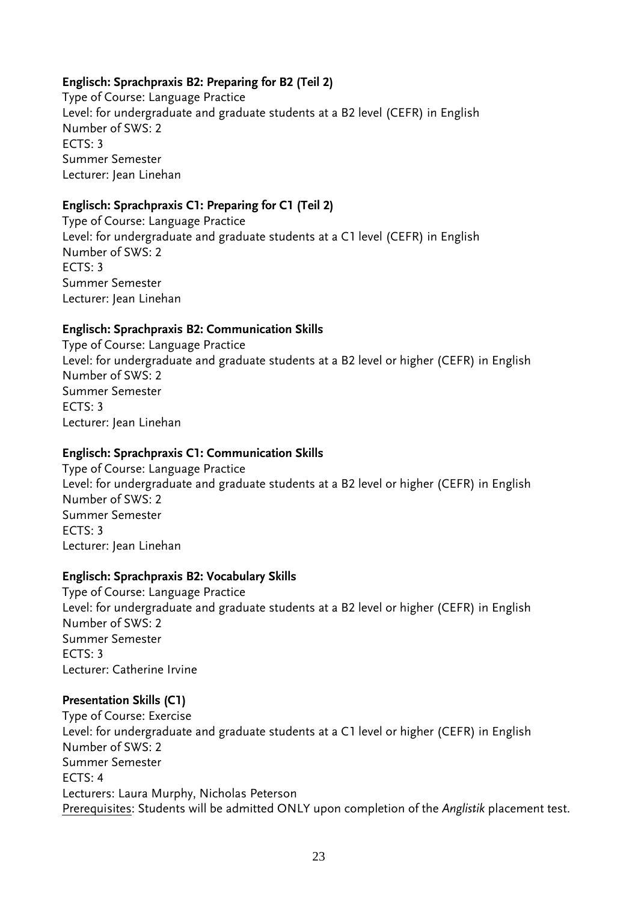**Englisch: Sprachpraxis B2: Preparing for B2 (Teil 2)**
Type of Course: Language Practice
Level: for undergraduate and graduate students at a B2 level (CEFR) in English
Number of SWS: 2
ECTS: 3
Summer Semester
Lecturer: Jean Linehan

**Englisch: Sprachpraxis C1: Preparing for C1 (Teil 2)**
Type of Course: Language Practice
Level: for undergraduate and graduate students at a C1 level (CEFR) in English
Number of SWS: 2
ECTS: 3
Summer Semester
Lecturer: Jean Linehan

**Englisch: Sprachpraxis B2: Communication Skills**
Type of Course: Language Practice
Level: for undergraduate and graduate students at a B2 level or higher (CEFR) in English
Number of SWS: 2
Summer Semester
ECTS: 3
Lecturer: Jean Linehan

**Englisch: Sprachpraxis C1: Communication Skills**
Type of Course: Language Practice
Level: for undergraduate and graduate students at a B2 level or higher (CEFR) in English
Number of SWS: 2
Summer Semester
ECTS: 3
Lecturer: Jean Linehan

**Englisch: Sprachpraxis B2: Vocabulary Skills**
Type of Course: Language Practice
Level: for undergraduate and graduate students at a B2 level or higher (CEFR) in English
Number of SWS: 2
Summer Semester
ECTS: 3
Lecturer: Catherine Irvine

**Presentation Skills (C1)**
Type of Course: Exercise
Level: for undergraduate and graduate students at a C1 level or higher (CEFR) in English
Number of SWS: 2
Summer Semester
ECTS: 4
Lecturers: Laura Murphy, Nicholas Peterson
<u>Prerequisites</u>: Students will be admitted ONLY upon completion of the *Anglistik* placement test.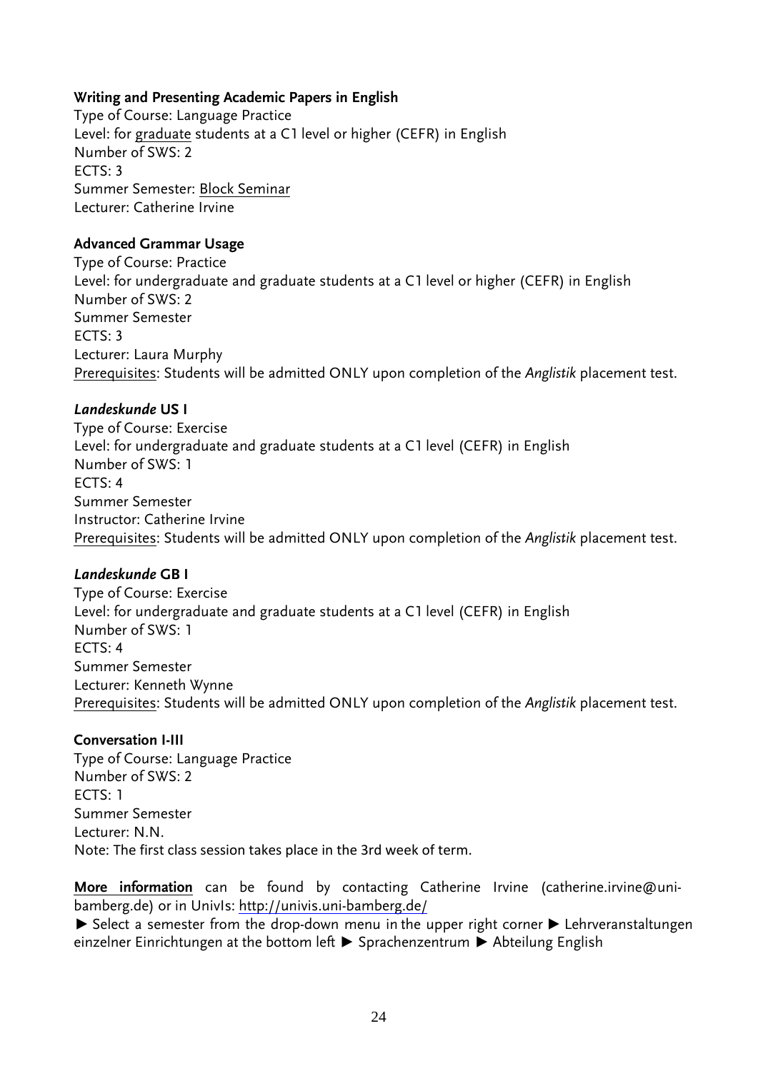**Writing and Presenting Academic Papers in English**
Type of Course: Language Practice
Level: for graduate students at a C1 level or higher (CEFR) in English
Number of SWS: 2
ECTS: 3
Summer Semester: Block Seminar
Lecturer: Catherine Irvine

**Advanced Grammar Usage**
Type of Course: Practice
Level: for undergraduate and graduate students at a C1 level or higher (CEFR) in English
Number of SWS: 2
Summer Semester
ECTS: 3
Lecturer: Laura Murphy
Prerequisites: Students will be admitted ONLY upon completion of the *Anglistik* placement test.

***Landeskunde* US I**
Type of Course: Exercise
Level: for undergraduate and graduate students at a C1 level (CEFR) in English
Number of SWS: 1
ECTS: 4
Summer Semester
Instructor: Catherine Irvine
Prerequisites: Students will be admitted ONLY upon completion of the *Anglistik* placement test.

***Landeskunde* GB I**
Type of Course: Exercise
Level: for undergraduate and graduate students at a C1 level (CEFR) in English
Number of SWS: 1
ECTS: 4
Summer Semester
Lecturer: Kenneth Wynne
Prerequisites: Students will be admitted ONLY upon completion of the *Anglistik* placement test.

**Conversation I-III**
Type of Course: Language Practice
Number of SWS: 2
ECTS: 1
Summer Semester
Lecturer: N.N.
Note: The first class session takes place in the 3rd week of term.

**More information** can be found by contacting Catherine Irvine (catherine.irvine@uni-bamberg.de) or in UnivIs: http://univis.uni-bamberg.de/

► Select a semester from the drop-down menu in the upper right corner ► Lehrveranstaltungen einzelner Einrichtungen at the bottom left ► Sprachenzentrum ► Abteilung English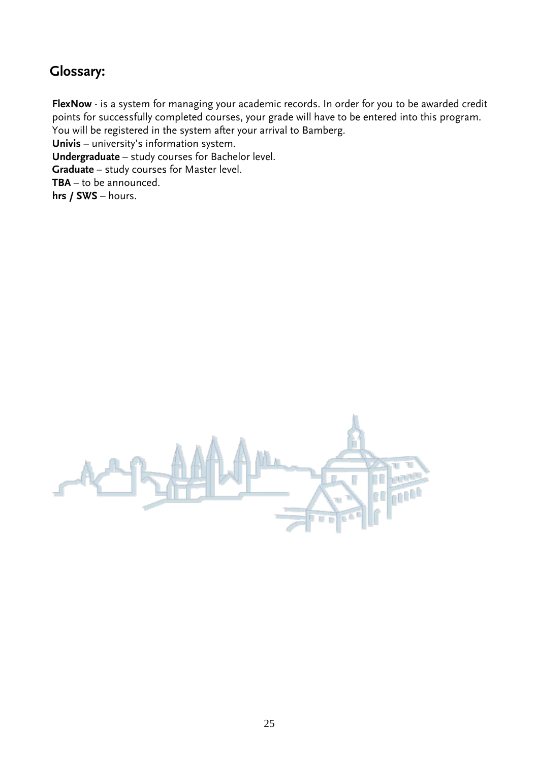## Glossary:

**FlexNow** - is a system for managing your academic records. In order for you to be awarded credit points for successfully completed courses, your grade will have to be entered into this program. You will be registered in the system after your arrival to Bamberg.
**Univis** – university's information system.
**Undergraduate** – study courses for Bachelor level.
**Graduate** – study courses for Master level.
**TBA** – to be announced.
**hrs / SWS** – hours.